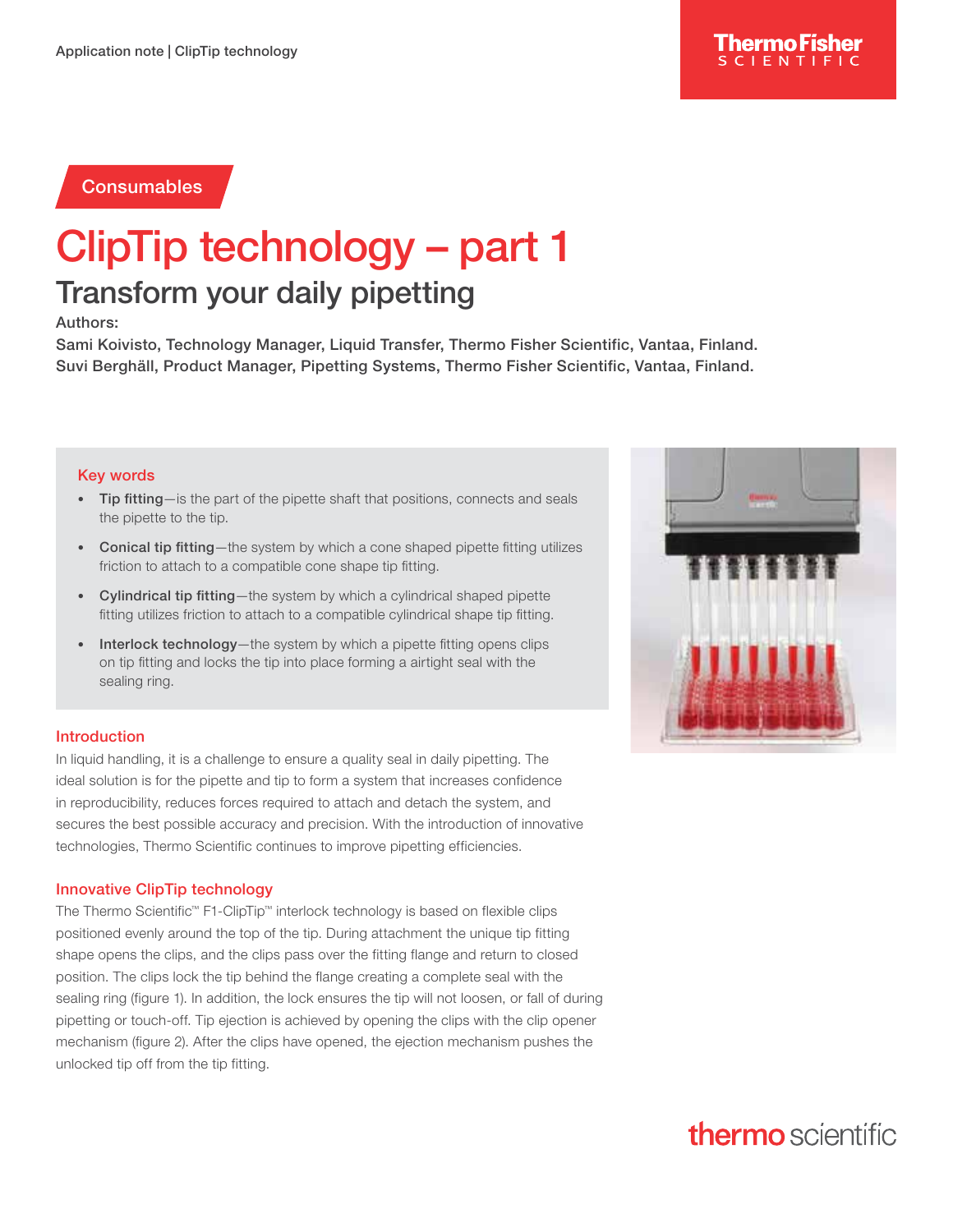Consumables

# ClipTip technology – part 1

## Transform your daily pipetting

Authors:

Sami Koivisto, Technology Manager, Liquid Transfer, Thermo Fisher Scientific, Vantaa, Finland.
Suvi Berghäll, Product Manager, Pipetting Systems, Thermo Fisher Scientific, Vantaa, Finland.

### Key words

- **Tip fitting**—is the part of the pipette shaft that positions, connects and seals the pipette to the tip.
- **Conical tip fitting**—the system by which a cone shaped pipette fitting utilizes friction to attach to a compatible cone shape tip fitting.
- **Cylindrical tip fitting**—the system by which a cylindrical shaped pipette fitting utilizes friction to attach to a compatible cylindrical shape tip fitting.
- **Interlock technology**—the system by which a pipette fitting opens clips on tip fitting and locks the tip into place forming a airtight seal with the sealing ring.

### Introduction

In liquid handling, it is a challenge to ensure a quality seal in daily pipetting. The ideal solution is for the pipette and tip to form a system that increases confidence in reproducibility, reduces forces required to attach and detach the system, and secures the best possible accuracy and precision. With the introduction of innovative technologies, Thermo Scientific continues to improve pipetting efficiencies.

### Innovative ClipTip technology

The Thermo Scientific™ F1-ClipTip™ interlock technology is based on flexible clips positioned evenly around the top of the tip. During attachment the unique tip fitting shape opens the clips, and the clips pass over the fitting flange and return to closed position. The clips lock the tip behind the flange creating a complete seal with the sealing ring (figure 1). In addition, the lock ensures the tip will not loosen, or fall of during pipetting or touch-off. Tip ejection is achieved by opening the clips with the clip opener mechanism (figure 2). After the clips have opened, the ejection mechanism pushes the unlocked tip off from the tip fitting.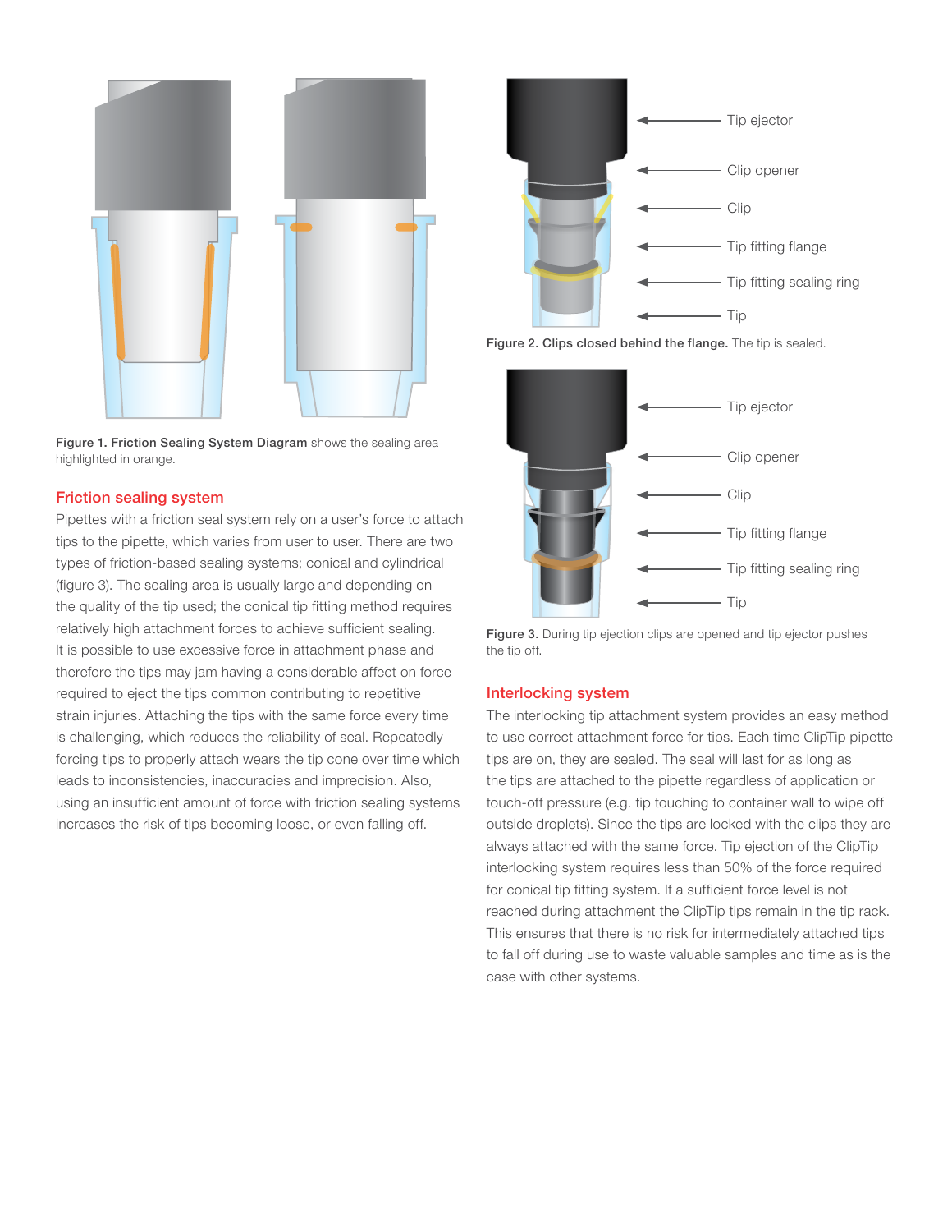Figure 1. **Friction Sealing System Diagram** shows the sealing area highlighted in orange.

## Friction sealing system

Pipettes with a friction seal system rely on a user's force to attach tips to the pipette, which varies from user to user. There are two types of friction-based sealing systems; conical and cylindrical (figure 3). The sealing area is usually large and depending on the quality of the tip used; the conical tip fitting method requires relatively high attachment forces to achieve sufficient sealing. It is possible to use excessive force in attachment phase and therefore the tips may jam having a considerable affect on force required to eject the tips common contributing to repetitive strain injuries. Attaching the tips with the same force every time is challenging, which reduces the reliability of seal. Repeatedly forcing tips to properly attach wears the tip cone over time which leads to inconsistencies, inaccuracies and imprecision. Also, using an insufficient amount of force with friction sealing systems increases the risk of tips becoming loose, or even falling off.

Tip ejector

Clip opener

Clip

Tip fitting flange

Tip fitting sealing ring

Tip

**Figure 2. Clips closed behind the flange.** The tip is sealed.

Tip ejector

Clip opener

Clip

Tip fitting flange

Tip fitting sealing ring

Tip

**Figure 3.** During tip ejection clips are opened and tip ejector pushes the tip off.

## Interlocking system

The interlocking tip attachment system provides an easy method to use correct attachment force for tips. Each time ClipTip pipette tips are on, they are sealed. The seal will last for as long as the tips are attached to the pipette regardless of application or touch-off pressure (e.g. tip touching to container wall to wipe off outside droplets). Since the tips are locked with the clips they are always attached with the same force. Tip ejection of the ClipTip interlocking system requires less than 50% of the force required for conical tip fitting system. If a sufficient force level is not reached during attachment the ClipTip tips remain in the tip rack. This ensures that there is no risk for intermediately attached tips to fall off during use to waste valuable samples and time as is the case with other systems.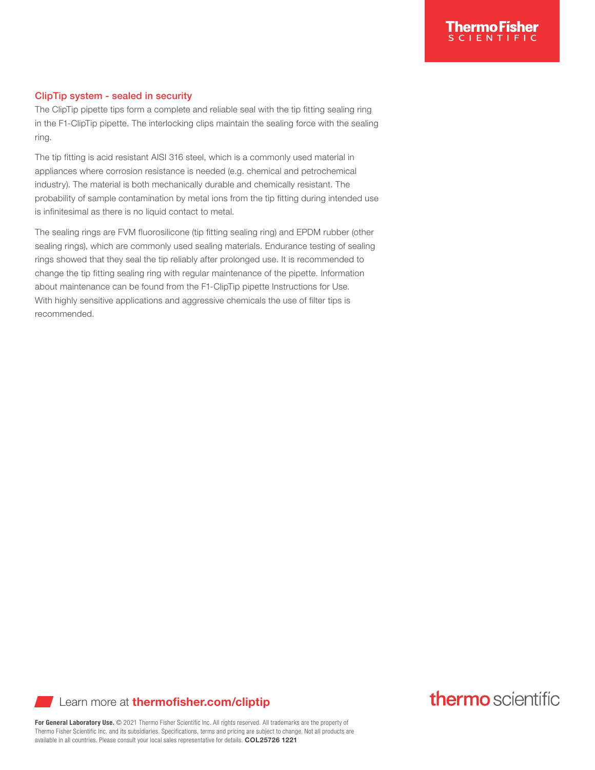## ClipTip system - sealed in security

The ClipTip pipette tips form a complete and reliable seal with the tip fitting sealing ring in the F1-ClipTip pipette. The interlocking clips maintain the sealing force with the sealing ring.

The tip fitting is acid resistant AISI 316 steel, which is a commonly used material in appliances where corrosion resistance is needed (e.g. chemical and petrochemical industry). The material is both mechanically durable and chemically resistant. The probability of sample contamination by metal ions from the tip fitting during intended use is infinitesimal as there is no liquid contact to metal.

The sealing rings are FVM fluorosilicone (tip fitting sealing ring) and EPDM rubber (other sealing rings), which are commonly used sealing materials. Endurance testing of sealing rings showed that they seal the tip reliably after prolonged use. It is recommended to change the tip fitting sealing ring with regular maintenance of the pipette. Information about maintenance can be found from the F1-ClipTip pipette Instructions for Use. With highly sensitive applications and aggressive chemicals the use of filter tips is recommended.

Learn more at **thermofisher.com/cliptip**

**For General Laboratory Use.** © 2021 Thermo Fisher Scientific Inc. All rights reserved. All trademarks are the property of Thermo Fisher Scientific Inc. and its subsidiaries. Specifications, terms and pricing are subject to change. Not all products are available in all countries. Please consult your local sales representative for details. **COL25726 1221**